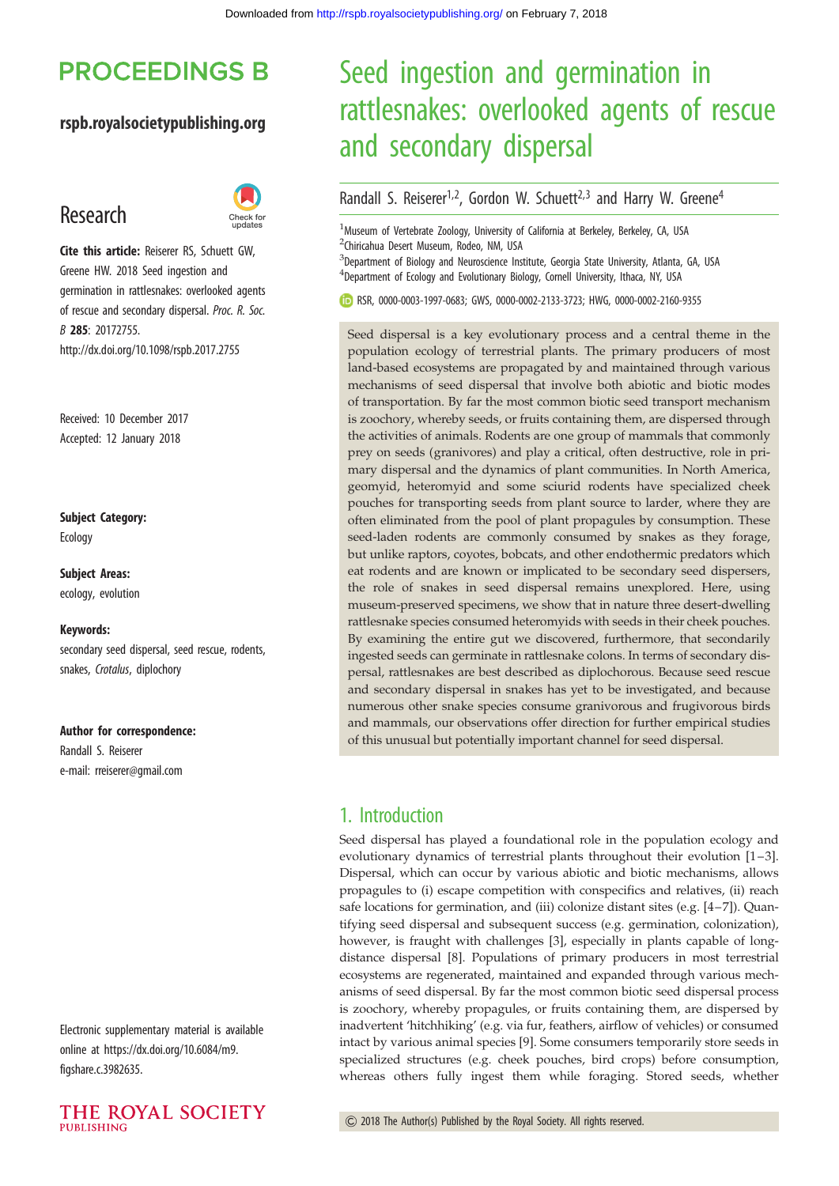# Seed ingestion and germination in rattlesnakes: overlooked agents of rescue and secondary dispersal

Randall S. Reiserer[1,2], Gordon W. Schuett[2,3] and Harry W. Greene[4]

[1]Museum of Vertebrate Zoology, University of California at Berkeley, Berkeley, CA, USA
[2]Chiricahua Desert Museum, Rodeo, NM, USA
[3]Department of Biology and Neuroscience Institute, Georgia State University, Atlanta, GA, USA
[4]Department of Ecology and Evolutionary Biology, Cornell University, Ithaca, NY, USA

RSR, 0000-0003-1997-0683; GWS, 0000-0002-2133-3723; HWG, 0000-0002-2160-9355

**Research**

**Cite this article:** Reiserer RS, Schuett GW, Greene HW. 2018 Seed ingestion and germination in rattlesnakes: overlooked agents of rescue and secondary dispersal. *Proc. R. Soc. B* **285**: 20172755. http://dx.doi.org/10.1098/rspb.2017.2755

Received: 10 December 2017
Accepted: 12 January 2018

**Subject Category:**
Ecology

**Subject Areas:**
ecology, evolution

**Keywords:**
secondary seed dispersal, seed rescue, rodents, snakes, *Crotalus*, diplochory

**Author for correspondence:**
Randall S. Reiserer
e-mail: rreiserer@gmail.com

Electronic supplementary material is available online at https://dx.doi.org/10.6084/m9.figshare.c.3982635.

Seed dispersal is a key evolutionary process and a central theme in the population ecology of terrestrial plants. The primary producers of most land-based ecosystems are propagated by and maintained through various mechanisms of seed dispersal that involve both abiotic and biotic modes of transportation. By far the most common biotic seed transport mechanism is zoochory, whereby seeds, or fruits containing them, are dispersed through the activities of animals. Rodents are one group of mammals that commonly prey on seeds (granivores) and play a critical, often destructive, role in primary dispersal and the dynamics of plant communities. In North America, geomyid, heteromyid and some sciurid rodents have specialized cheek pouches for transporting seeds from plant source to larder, where they are often eliminated from the pool of plant propagules by consumption. These seed-laden rodents are commonly consumed by snakes as they forage, but unlike raptors, coyotes, bobcats, and other endothermic predators which eat rodents and are known or implicated to be secondary seed dispersers, the role of snakes in seed dispersal remains unexplored. Here, using museum-preserved specimens, we show that in nature three desert-dwelling rattlesnake species consumed heteromyids with seeds in their cheek pouches. By examining the entire gut we discovered, furthermore, that secondarily ingested seeds can germinate in rattlesnake colons. In terms of secondary dispersal, rattlesnakes are best described as diplochorous. Because seed rescue and secondary dispersal in snakes has yet to be investigated, and because numerous other snake species consume granivorous and frugivorous birds and mammals, our observations offer direction for further empirical studies of this unusual but potentially important channel for seed dispersal.

## 1. Introduction

Seed dispersal has played a foundational role in the population ecology and evolutionary dynamics of terrestrial plants throughout their evolution [1–3]. Dispersal, which can occur by various abiotic and biotic mechanisms, allows propagules to (i) escape competition with conspecifics and relatives, (ii) reach safe locations for germination, and (iii) colonize distant sites (e.g. [4–7]). Quantifying seed dispersal and subsequent success (e.g. germination, colonization), however, is fraught with challenges [3], especially in plants capable of long-distance dispersal [8]. Populations of primary producers in most terrestrial ecosystems are regenerated, maintained and expanded through various mechanisms of seed dispersal. By far the most common biotic seed dispersal process is zoochory, whereby propagules, or fruits containing them, are dispersed by inadvertent 'hitchhiking' (e.g. via fur, feathers, airflow of vehicles) or consumed intact by various animal species [9]. Some consumers temporarily store seeds in specialized structures (e.g. cheek pouches, bird crops) before consumption, whereas others fully ingest them while foraging. Stored seeds, whether

© 2018 The Author(s) Published by the Royal Society. All rights reserved.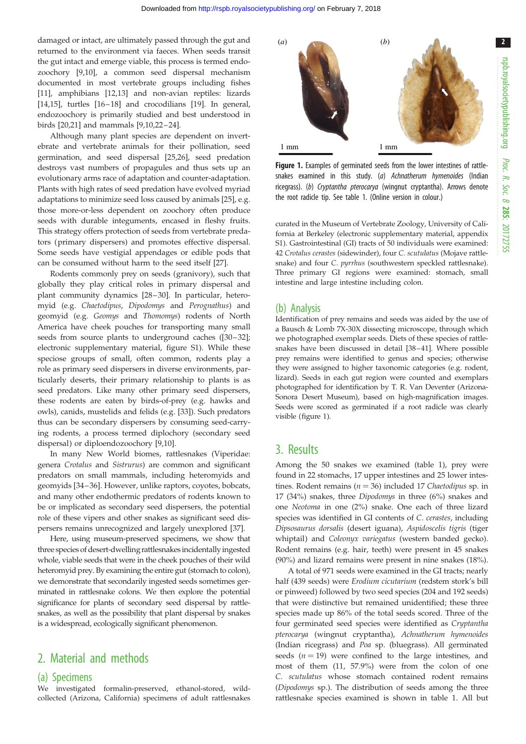damaged or intact, are ultimately passed through the gut and returned to the environment via faeces. When seeds transit the gut intact and emerge viable, this process is termed endozoochory [9,10], a common seed dispersal mechanism documented in most vertebrate groups including fishes [11], amphibians [12,13] and non-avian reptiles: lizards [14,15], turtles [16–18] and crocodilians [19]. In general, endozoochory is primarily studied and best understood in birds [20,21] and mammals [9,10,22–24].

Although many plant species are dependent on invertebrate and vertebrate animals for their pollination, seed germination, and seed dispersal [25,26], seed predation destroys vast numbers of propagules and thus sets up an evolutionary arms race of adaptation and counter-adaptation. Plants with high rates of seed predation have evolved myriad adaptations to minimize seed loss caused by animals [25], e.g. those more-or-less dependent on zoochory often produce seeds with durable integuments, encased in fleshy fruits. This strategy offers protection of seeds from vertebrate predators (primary dispersers) and promotes effective dispersal. Some seeds have vestigial appendages or edible pods that can be consumed without harm to the seed itself [27].

Rodents commonly prey on seeds (granivory), such that globally they play critical roles in primary dispersal and plant community dynamics [28–30]. In particular, heteromyid (e.g. *Chaetodipus*, *Dipodomys* and *Perognathus*) and geomyid (e.g. *Geomys* and *Thomomys*) rodents of North America have cheek pouches for transporting many small seeds from source plants to underground caches ([30–32]; electronic supplementary material, figure S1). While these speciose groups of small, often common, rodents play a role as primary seed dispersers in diverse environments, particularly deserts, their primary relationship to plants is as seed predators. Like many other primary seed dispersers, these rodents are eaten by birds-of-prey (e.g. hawks and owls), canids, mustelids and felids (e.g. [33]). Such predators thus can be secondary dispersers by consuming seed-carrying rodents, a process termed diplochory (secondary seed dispersal) or diploendozoochory [9,10].

In many New World biomes, rattlesnakes (Viperidae: genera *Crotalus* and *Sistrurus*) are common and significant predators on small mammals, including heteromyids and geomyids [34–36]. However, unlike raptors, coyotes, bobcats, and many other endothermic predators of rodents known to be or implicated as secondary seed dispersers, the potential role of these vipers and other snakes as significant seed dispersers remains unrecognized and largely unexplored [37].

Here, using museum-preserved specimens, we show that three species of desert-dwelling rattlesnakes incidentally ingested whole, viable seeds that were in the cheek pouches of their wild heteromyid prey. By examining the entire gut (stomach to colon), we demonstrate that secondarily ingested seeds sometimes germinated in rattlesnake colons. We then explore the potential significance for plants of secondary seed dispersal by rattlesnakes, as well as the possibility that plant dispersal by snakes is a widespread, ecologically significant phenomenon.

## 2. Material and methods

### (a) Specimens

We investigated formalin-preserved, ethanol-stored, wild-collected (Arizona, California) specimens of adult rattlesnakes curated in the Museum of Vertebrate Zoology, University of California at Berkeley (electronic supplementary material, appendix S1). Gastrointestinal (GI) tracts of 50 individuals were examined: 42 *Crotalus cerastes* (sidewinder), four *C. scutulatus* (Mojave rattlesnake) and four *C. pyrrhus* (southwestern speckled rattlesnake). Three primary GI regions were examined: stomach, small intestine and large intestine including colon.

**Figure 1.** Examples of germinated seeds from the lower intestines of rattlesnakes examined in this study. (*a*) *Achnatherum hymenoides* (Indian ricegrass). (*b*) *Cryptantha pterocarya* (wingnut cryptantha). Arrows denote the root radicle tip. See table 1. (Online version in colour.)

### (b) Analysis

Identification of prey remains and seeds was aided by the use of a Bausch & Lomb 7X-30X dissecting microscope, through which we photographed exemplar seeds. Diets of these species of rattlesnakes have been discussed in detail [38–41]. Where possible prey remains were identified to genus and species; otherwise they were assigned to higher taxonomic categories (e.g. rodent, lizard). Seeds in each gut region were counted and exemplars photographed for identification by T. R. Van Deventer (Arizona-Sonora Desert Museum), based on high-magnification images. Seeds were scored as germinated if a root radicle was clearly visible (figure 1).

## 3. Results

Among the 50 snakes we examined (table 1), prey were found in 22 stomachs, 17 upper intestines and 25 lower intestines. Rodent remains ($n = 36$) included 17 *Chaetodipus* sp. in 17 (34%) snakes, three *Dipodomys* in three (6%) snakes and one *Neotoma* in one (2%) snake. One each of three lizard species was identified in GI contents of *C. cerastes*, including *Dipsosaurus dorsalis* (desert iguana), *Aspidoscelis tigris* (tiger whiptail) and *Coleonyx variegatus* (western banded gecko). Rodent remains (e.g. hair, teeth) were present in 45 snakes (90%) and lizard remains were present in nine snakes (18%).

A total of 971 seeds were examined in the GI tracts; nearly half (439 seeds) were *Erodium cicutarium* (redstem stork's bill or pinweed) followed by two seed species (204 and 192 seeds) that were distinctive but remained unidentified; these three species made up 86% of the total seeds scored. Three of the four germinated seed species were identified as *Cryptantha pterocarya* (wingnut cryptantha), *Achnatherum hymenoides* (Indian ricegrass) and *Poa* sp. (bluegrass). All germinated seeds ($n = 19$) were confined to the large intestines, and most of them (11, 57.9%) were from the colon of one *C. scutulatus* whose stomach contained rodent remains (*Dipodomys* sp.). The distribution of seeds among the three rattlesnake species examined is shown in table 1. All but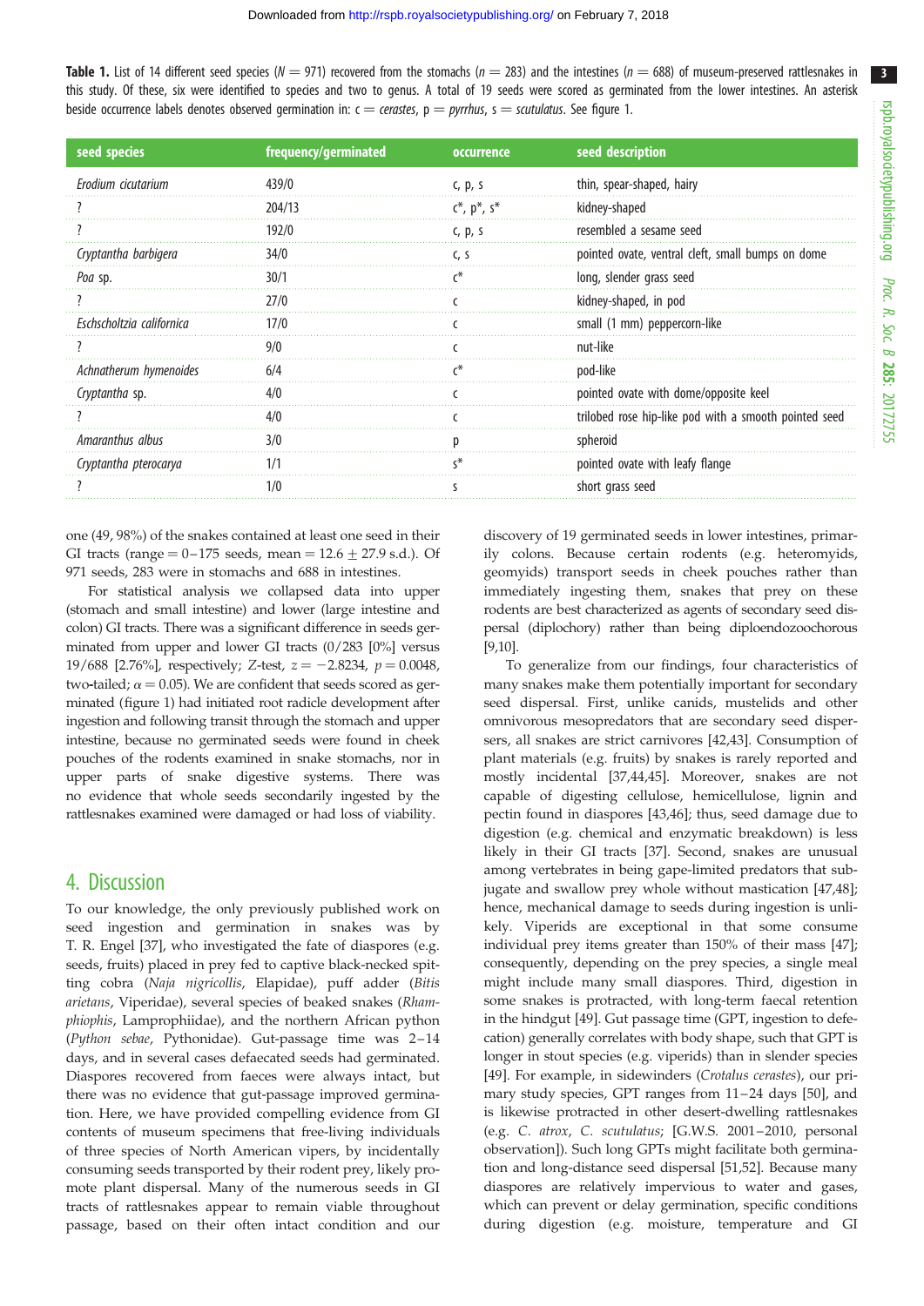**Table 1.** List of 14 different seed species ($N = 971$) recovered from the stomachs ($n = 283$) and the intestines ($n = 688$) of museum-preserved rattlesnakes in this study. Of these, six were identified to species and two to genus. A total of 19 seeds were scored as germinated from the lower intestines. An asterisk beside occurrence labels denotes observed germination in: c = *cerastes*, p = *pyrrhus*, s = *scutulatus*. See figure 1.

| seed species | frequency/germinated | occurrence | seed description |
|---|---|---|---|
| *Erodium cicutarium* | 439/0 | c, p, s | thin, spear-shaped, hairy |
| ? | 204/13 | c*, p*, s* | kidney-shaped |
| ? | 192/0 | c, p, s | resembled a sesame seed |
| *Cryptantha barbigera* | 34/0 | c, s | pointed ovate, ventral cleft, small bumps on dome |
| *Poa* sp. | 30/1 | c* | long, slender grass seed |
| ? | 27/0 | c | kidney-shaped, in pod |
| *Eschscholtzia californica* | 17/0 | c | small (1 mm) peppercorn-like |
| ? | 9/0 | c | nut-like |
| *Achnatherum hymenoides* | 6/4 | c* | pod-like |
| *Cryptantha* sp. | 4/0 | c | pointed ovate with dome/opposite keel |
| ? | 4/0 | c | trilobed rose hip-like pod with a smooth pointed seed |
| *Amaranthus albus* | 3/0 | p | spheroid |
| *Cryptantha pterocarya* | 1/1 | s* | pointed ovate with leafy flange |
| ? | 1/0 | s | short grass seed |

one (49, 98%) of the snakes contained at least one seed in their GI tracts (range = 0–175 seeds, mean = 12.6 ± 27.9 s.d.). Of 971 seeds, 283 were in stomachs and 688 in intestines.

For statistical analysis we collapsed data into upper (stomach and small intestine) and lower (large intestine and colon) GI tracts. There was a significant difference in seeds germinated from upper and lower GI tracts (0/283 [0%] versus 19/688 [2.76%], respectively; *Z*-test, $z = -2.8234$, $p = 0.0048$, two-tailed; $\alpha = 0.05$). We are confident that seeds scored as germinated (figure 1) had initiated root radicle development after ingestion and following transit through the stomach and upper intestine, because no germinated seeds were found in cheek pouches of the rodents examined in snake stomachs, nor in upper parts of snake digestive systems. There was no evidence that whole seeds secondarily ingested by the rattlesnakes examined were damaged or had loss of viability.

## 4. Discussion

To our knowledge, the only previously published work on seed ingestion and germination in snakes was by T. R. Engel [37], who investigated the fate of diaspores (e.g. seeds, fruits) placed in prey fed to captive black-necked spitting cobra (*Naja nigricollis*, Elapidae), puff adder (*Bitis arietans*, Viperidae), several species of beaked snakes (*Rhamphiophis*, Lamprophiidae), and the northern African python (*Python sebae*, Pythonidae). Gut-passage time was 2–14 days, and in several cases defaecated seeds had germinated. Diaspores recovered from faeces were always intact, but there was no evidence that gut-passage improved germination. Here, we have provided compelling evidence from GI contents of museum specimens that free-living individuals of three species of North American vipers, by incidentally consuming seeds transported by their rodent prey, likely promote plant dispersal. Many of the numerous seeds in GI tracts of rattlesnakes appear to remain viable throughout passage, based on their often intact condition and our discovery of 19 germinated seeds in lower intestines, primarily colons. Because certain rodents (e.g. heteromyids, geomyids) transport seeds in cheek pouches rather than immediately ingesting them, snakes that prey on these rodents are best characterized as agents of secondary seed dispersal (diplochory) rather than being diploendozoochorous [9,10].

To generalize from our findings, four characteristics of many snakes make them potentially important for secondary seed dispersal. First, unlike canids, mustelids and other omnivorous mesopredators that are secondary seed dispersers, all snakes are strict carnivores [42,43]. Consumption of plant materials (e.g. fruits) by snakes is rarely reported and mostly incidental [37,44,45]. Moreover, snakes are not capable of digesting cellulose, hemicellulose, lignin and pectin found in diaspores [43,46]; thus, seed damage due to digestion (e.g. chemical and enzymatic breakdown) is less likely in their GI tracts [37]. Second, snakes are unusual among vertebrates in being gape-limited predators that subjugate and swallow prey whole without mastication [47,48]; hence, mechanical damage to seeds during ingestion is unlikely. Viperids are exceptional in that some consume individual prey items greater than 150% of their mass [47]; consequently, depending on the prey species, a single meal might include many small diaspores. Third, digestion in some snakes is protracted, with long-term faecal retention in the hindgut [49]. Gut passage time (GPT, ingestion to defecation) generally correlates with body shape, such that GPT is longer in stout species (e.g. viperids) than in slender species [49]. For example, in sidewinders (*Crotalus cerastes*), our primary study species, GPT ranges from 11–24 days [50], and is likewise protracted in other desert-dwelling rattlesnakes (e.g. *C. atrox*, *C. scutulatus*; [G.W.S. 2001–2010, personal observation]). Such long GPTs might facilitate both germination and long-distance seed dispersal [51,52]. Because many diaspores are relatively impervious to water and gases, which can prevent or delay germination, specific conditions during digestion (e.g. moisture, temperature and GI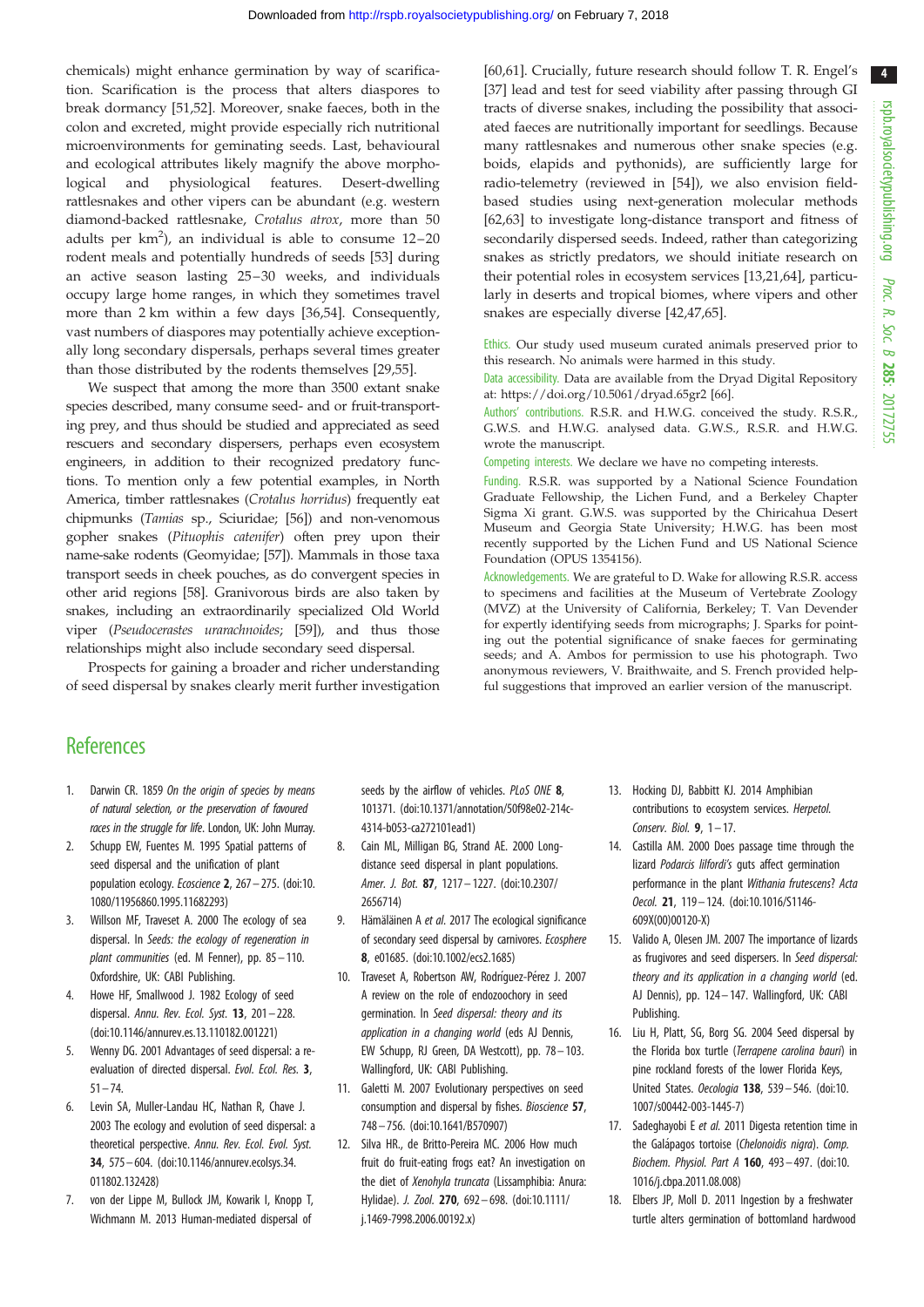chemicals) might enhance germination by way of scarification. Scarification is the process that alters diaspores to break dormancy [51,52]. Moreover, snake faeces, both in the colon and excreted, might provide especially rich nutritional microenvironments for geminating seeds. Last, behavioural and ecological attributes likely magnify the above morphological and physiological features. Desert-dwelling rattlesnakes and other vipers can be abundant (e.g. western diamond-backed rattlesnake, *Crotalus atrox*, more than 50 adults per km$^2$), an individual is able to consume 12–20 rodent meals and potentially hundreds of seeds [53] during an active season lasting 25–30 weeks, and individuals occupy large home ranges, in which they sometimes travel more than 2 km within a few days [36,54]. Consequently, vast numbers of diaspores may potentially achieve exceptionally long secondary dispersals, perhaps several times greater than those distributed by the rodents themselves [29,55].

We suspect that among the more than 3500 extant snake species described, many consume seed- and or fruit-transporting prey, and thus should be studied and appreciated as seed rescuers and secondary dispersers, perhaps even ecosystem engineers, in addition to their recognized predatory functions. To mention only a few potential examples, in North America, timber rattlesnakes (*Crotalus horridus*) frequently eat chipmunks (*Tamias* sp., Sciuridae; [56]) and non-venomous gopher snakes (*Pituophis catenifer*) often prey upon their name-sake rodents (Geomyidae; [57]). Mammals in those taxa transport seeds in cheek pouches, as do convergent species in other arid regions [58]. Granivorous birds are also taken by snakes, including an extraordinarily specialized Old World viper (*Pseudocerastes urarachnoides*; [59]), and thus those relationships might also include secondary seed dispersal.

Prospects for gaining a broader and richer understanding of seed dispersal by snakes clearly merit further investigation [60,61]. Crucially, future research should follow T. R. Engel's [37] lead and test for seed viability after passing through GI tracts of diverse snakes, including the possibility that associated faeces are nutritionally important for seedlings. Because many rattlesnakes and numerous other snake species (e.g. boids, elapids and pythonids), are sufficiently large for radio-telemetry (reviewed in [54]), we also envision field-based studies using next-generation molecular methods [62,63] to investigate long-distance transport and fitness of secondarily dispersed seeds. Indeed, rather than categorizing snakes as strictly predators, we should initiate research on their potential roles in ecosystem services [13,21,64], particularly in deserts and tropical biomes, where vipers and other snakes are especially diverse [42,47,65].

Ethics. Our study used museum curated animals preserved prior to this research. No animals were harmed in this study.

Data accessibility. Data are available from the Dryad Digital Repository at: https://doi.org/10.5061/dryad.65gr2 [66].

Authors' contributions. R.S.R. and H.W.G. conceived the study. R.S.R., G.W.S. and H.W.G. analysed data. G.W.S., R.S.R. and H.W.G. wrote the manuscript.

Competing interests. We declare we have no competing interests.

Funding. R.S.R. was supported by a National Science Foundation Graduate Research Fellowship, the Lichen Fund, and a Berkeley Chapter Sigma Xi grant. G.W.S. was supported by the Chiricahua Desert Museum and Georgia State University; H.W.G. has been most recently supported by the Lichen Fund and US National Science Foundation (OPUS 1354156).

Acknowledgements. We are grateful to D. Wake for allowing R.S.R. access to specimens and facilities at the Museum of Vertebrate Zoology (MVZ) at the University of California, Berkeley; T. Van Devender for expertly identifying seeds from micrographs; J. Sparks for pointing out the potential significance of snake faeces for germinating seeds; and A. Ambos for permission to use his photograph. Two anonymous reviewers, V. Braithwaite, and S. French provided helpful suggestions that improved an earlier version of the manuscript.

## References

1. Darwin CR. 1859 *On the origin of species by means of natural selection, or the preservation of favoured races in the struggle for life*. London, UK: John Murray.
2. Schupp EW, Fuentes M. 1995 Spatial patterns of seed dispersal and the unification of plant population ecology. *Ecoscience* **2**, 267–275. (doi:10.1080/11956860.1995.11682293)
3. Willson MF, Traveset A. 2000 The ecology of sea dispersal. In *Seeds: the ecology of regeneration in plant communities* (ed. M Fenner), pp. 85–110. Oxfordshire, UK: CABI Publishing.
4. Howe HF, Smallwood J. 1982 Ecology of seed dispersal. *Annu. Rev. Ecol. Syst.* **13**, 201–228. (doi:10.1146/annurev.es.13.110182.001221)
5. Wenny DG. 2001 Advantages of seed dispersal: a re-evaluation of directed dispersal. *Evol. Ecol. Res.* **3**, 51–74.
6. Levin SA, Muller-Landau HC, Nathan R, Chave J. 2003 The ecology and evolution of seed dispersal: a theoretical perspective. *Annu. Rev. Ecol. Evol. Syst.* **34**, 575–604. (doi:10.1146/annurev.ecolsys.34.011802.132428)
7. von der Lippe M, Bullock JM, Kowarik I, Knopp T, Wichmann M. 2013 Human-mediated dispersal of seeds by the airflow of vehicles. *PLoS ONE* **8**, 101371. (doi:10.1371/annotation/50f98e02-214c-4314-b053-ca272101ead1)
8. Cain ML, Milligan BG, Strand AE. 2000 Long-distance seed dispersal in plant populations. *Amer. J. Bot.* **87**, 1217–1227. (doi:10.2307/2656714)
9. Hämäläinen A *et al.* 2017 The ecological significance of secondary seed dispersal by carnivores. *Ecosphere* **8**, e01685. (doi:10.1002/ecs2.1685)
10. Traveset A, Robertson AW, Rodríguez-Pérez J. 2007 A review on the role of endozoochory in seed germination. In *Seed dispersal: theory and its application in a changing world* (eds AJ Dennis, EW Schupp, RJ Green, DA Westcott), pp. 78–103. Wallingford, UK: CABI Publishing.
11. Galetti M. 2007 Evolutionary perspectives on seed consumption and dispersal by fishes. *Bioscience* **57**, 748–756. (doi:10.1641/B570907)
12. Silva HR., de Britto-Pereira MC. 2006 How much fruit do fruit-eating frogs eat? An investigation on the diet of *Xenohyla truncata* (Lissamphibia: Anura: Hylidae). *J. Zool.* **270**, 692–698. (doi:10.1111/j.1469-7998.2006.00192.x)
13. Hocking DJ, Babbitt KJ. 2014 Amphibian contributions to ecosystem services. *Herpetol. Conserv. Biol.* **9**, 1–17.
14. Castilla AM. 2000 Does passage time through the lizard *Podarcis lilfordi's* guts affect germination performance in the plant *Withania frutescens*? *Acta Oecol.* **21**, 119–124. (doi:10.1016/S1146-609X(00)00120-X)
15. Valido A, Olesen JM. 2007 The importance of lizards as frugivores and seed dispersers. In *Seed dispersal: theory and its application in a changing world* (ed. AJ Dennis), pp. 124–147. Wallingford, UK: CABI Publishing.
16. Liu H, Platt, SG, Borg SG. 2004 Seed dispersal by the Florida box turtle (*Terrapene carolina bauri*) in pine rockland forests of the lower Florida Keys, United States. *Oecologia* **138**, 539–546. (doi:10.1007/s00442-003-1445-7)
17. Sadeghayobi E *et al.* 2011 Digesta retention time in the Galápagos tortoise (*Chelonoidis nigra*). *Comp. Biochem. Physiol. Part A* **160**, 493–497. (doi:10.1016/j.cbpa.2011.08.008)
18. Elbers JP, Moll D. 2011 Ingestion by a freshwater turtle alters germination of bottomland hardwood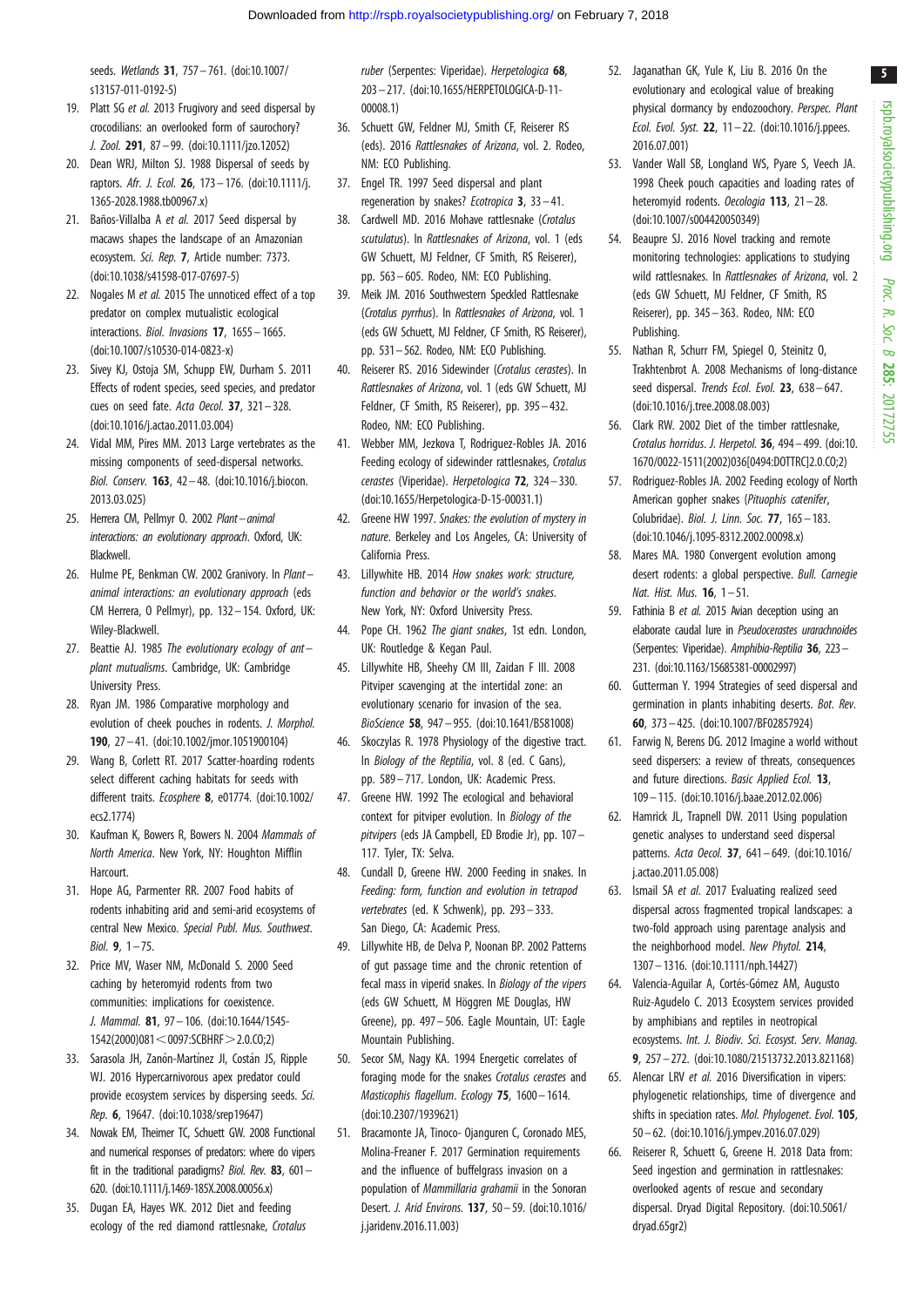seeds. *Wetlands* **31**, 757–761. (doi:10.1007/s13157-011-0192-5)

19. Platt SG *et al.* 2013 Frugivory and seed dispersal by crocodilians: an overlooked form of saurochory? *J. Zool.* **291**, 87–99. (doi:10.1111/jzo.12052)
20. Dean WRJ, Milton SJ. 1988 Dispersal of seeds by raptors. *Afr. J. Ecol.* **26**, 173–176. (doi:10.1111/j.1365-2028.1988.tb00967.x)
21. Baños-Villalba A *et al.* 2017 Seed dispersal by macaws shapes the landscape of an Amazonian ecosystem. *Sci. Rep.* **7**, Article number: 7373. (doi:10.1038/s41598-017-07697-5)
22. Nogales M *et al.* 2015 The unnoticed effect of a top predator on complex mutualistic ecological interactions. *Biol. Invasions* **17**, 1655–1665. (doi:10.1007/s10530-014-0823-x)
23. Sivey KJ, Ostoja SM, Schupp EW, Durham S. 2011 Effects of rodent species, seed species, and predator cues on seed fate. *Acta Oecol.* **37**, 321–328. (doi:10.1016/j.actao.2011.03.004)
24. Vidal MM, Pires MM. 2013 Large vertebrates as the missing components of seed-dispersal networks. *Biol. Conserv.* **163**, 42–48. (doi:10.1016/j.biocon.2013.03.025)
25. Herrera CM, Pellmyr O. 2002 *Plant–animal interactions: an evolutionary approach*. Oxford, UK: Blackwell.
26. Hulme PE, Benkman CW. 2002 Granivory. In *Plant–animal interactions: an evolutionary approach* (eds CM Herrera, O Pellmyr), pp. 132–154. Oxford, UK: Wiley-Blackwell.
27. Beattie AJ. 1985 *The evolutionary ecology of ant–plant mutualisms*. Cambridge, UK: Cambridge University Press.
28. Ryan JM. 1986 Comparative morphology and evolution of cheek pouches in rodents. *J. Morphol.* **190**, 27–41. (doi:10.1002/jmor.1051900104)
29. Wang B, Corlett RT. 2017 Scatter-hoarding rodents select different caching habitats for seeds with different traits. *Ecosphere* **8**, e01774. (doi:10.1002/ecs2.1774)
30. Kaufman K, Bowers R, Bowers N. 2004 *Mammals of North America*. New York, NY: Houghton Mifflin Harcourt.
31. Hope AG, Parmenter RR. 2007 Food habits of rodents inhabiting arid and semi-arid ecosystems of central New Mexico. *Special Publ. Mus. Southwest. Biol.* **9**, 1–75.
32. Price MV, Waser NM, McDonald S. 2000 Seed caching by heteromyid rodents from two communities: implications for coexistence. *J. Mammal.* **81**, 97–106. (doi:10.1644/1545-1542(2000)081<0097:SCBHRF>2.0.CO;2)
33. Sarasola JH, Zanón-Martínez JI, Costán JS, Ripple WJ. 2016 Hypercarnivorous apex predator could provide ecosystem services by dispersing seeds. *Sci. Rep.* **6**, 19647. (doi:10.1038/srep19647)
34. Nowak EM, Theimer TC, Schuett GW. 2008 Functional and numerical responses of predators: where do vipers fit in the traditional paradigms? *Biol. Rev.* **83**, 601–620. (doi:10.1111/j.1469-185X.2008.00056.x)
35. Dugan EA, Hayes WK. 2012 Diet and feeding ecology of the red diamond rattlesnake, *Crotalus ruber* (Serpentes: Viperidae). *Herpetologica* **68**, 203–217. (doi:10.1655/HERPETOLOGICA-D-11-00008.1)
36. Schuett GW, Feldner MJ, Smith CF, Reiserer RS (eds). 2016 *Rattlesnakes of Arizona*, vol. 2. Rodeo, NM: ECO Publishing.
37. Engel TR. 1997 Seed dispersal and plant regeneration by snakes? *Ecotropica* **3**, 33–41.
38. Cardwell MD. 2016 Mohave rattlesnake (*Crotalus scutulatus*). In *Rattlesnakes of Arizona*, vol. 1 (eds GW Schuett, MJ Feldner, CF Smith, RS Reiserer), pp. 563–605. Rodeo, NM: ECO Publishing.
39. Meik JM. 2016 Southwestern Speckled Rattlesnake (*Crotalus pyrrhus*). In *Rattlesnakes of Arizona*, vol. 1 (eds GW Schuett, MJ Feldner, CF Smith, RS Reiserer), pp. 531–562. Rodeo, NM: ECO Publishing.
40. Reiserer RS. 2016 Sidewinder (*Crotalus cerastes*). In *Rattlesnakes of Arizona*, vol. 1 (eds GW Schuett, MJ Feldner, CF Smith, RS Reiserer), pp. 395–432. Rodeo, NM: ECO Publishing.
41. Webber MM, Jezkova T, Rodriguez-Robles JA. 2016 Feeding ecology of sidewinder rattlesnakes, *Crotalus cerastes* (Viperidae). *Herpetologica* **72**, 324–330. (doi:10.1655/Herpetologica-D-15-00031.1)
42. Greene HW 1997. *Snakes: the evolution of mystery in nature*. Berkeley and Los Angeles, CA: University of California Press.
43. Lillywhite HB. 2014 *How snakes work: structure, function and behavior of the world's snakes*. New York, NY: Oxford University Press.
44. Pope CH. 1962 *The giant snakes*, 1st edn. London, UK: Routledge & Kegan Paul.
45. Lillywhite HB, Sheehy CM III, Zaidan F III. 2008 Pitviper scavenging at the intertidal zone: an evolutionary scenario for invasion of the sea. *BioScience* **58**, 947–955. (doi:10.1641/B581008)
46. Skoczylas R. 1978 Physiology of the digestive tract. In *Biology of the Reptilia*, vol. 8 (ed. C Gans), pp. 589–717. London, UK: Academic Press.
47. Greene HW. 1992 The ecological and behavioral context for pitviper evolution. In *Biology of the pitvipers* (eds JA Campbell, ED Brodie Jr), pp. 107–117. Tyler, TX: Selva.
48. Cundall D, Greene HW. 2000 Feeding in snakes. In *Feeding: form, function and evolution in tetrapod vertebrates* (ed. K Schwenk), pp. 293–333. San Diego, CA: Academic Press.
49. Lillywhite HB, de Delva P, Noonan BP. 2002 Patterns of gut passage time and the chronic retention of fecal mass in viperid snakes. In *Biology of the vipers* (eds GW Schuett, M Höggren ME Douglas, HW Greene), pp. 497–506. Eagle Mountain, UT: Eagle Mountain Publishing.
50. Secor SM, Nagy KA. 1994 Energetic correlates of foraging mode for the snakes *Crotalus cerastes* and *Masticophis flagellum*. *Ecology* **75**, 1600–1614. (doi:10.2307/1939621)
51. Bracamonte JA, Tinoco- Ojanguren C, Coronado MES, Molina-Freaner F. 2017 Germination requirements and the influence of buffelgrass invasion on a population of *Mammillaria grahamii* in the Sonoran Desert. *J. Arid Environs.* **137**, 50–59. (doi:10.1016/j.jaridenv.2016.11.003)
52. Jaganathan GK, Yule K, Liu B. 2016 On the evolutionary and ecological value of breaking physical dormancy by endozoochory. *Perspec. Plant Ecol. Evol. Syst.* **22**, 11–22. (doi:10.1016/j.ppees.2016.07.001)
53. Vander Wall SB, Longland WS, Pyare S, Veech JA. 1998 Cheek pouch capacities and loading rates of heteromyid rodents. *Oecologia* **113**, 21–28. (doi:10.1007/s004420050349)
54. Beaupre SJ. 2016 Novel tracking and remote monitoring technologies: applications to studying wild rattlesnakes. In *Rattlesnakes of Arizona*, vol. 2 (eds GW Schuett, MJ Feldner, CF Smith, RS Reiserer), pp. 345–363. Rodeo, NM: ECO Publishing.
55. Nathan R, Schurr FM, Spiegel O, Steinitz O, Trakhtenbrot A. 2008 Mechanisms of long-distance seed dispersal. *Trends Ecol. Evol.* **23**, 638–647. (doi:10.1016/j.tree.2008.08.003)
56. Clark RW. 2002 Diet of the timber rattlesnake, *Crotalus horridus*. *J. Herpetol.* **36**, 494–499. (doi:10.1670/0022-1511(2002)036[0494:DOTTRC]2.0.CO;2)
57. Rodriguez-Robles JA. 2002 Feeding ecology of North American gopher snakes (*Pituophis catenifer*, Colubridae). *Biol. J. Linn. Soc.* **77**, 165–183. (doi:10.1046/j.1095-8312.2002.00098.x)
58. Mares MA. 1980 Convergent evolution among desert rodents: a global perspective. *Bull. Carnegie Nat. Hist. Mus.* **16**, 1–51.
59. Fathinia B *et al.* 2015 Avian deception using an elaborate caudal lure in *Pseudocerastes urarachnoides* (Serpentes: Viperidae). *Amphibia-Reptilia* **36**, 223–231. (doi:10.1163/15685381-00002997)
60. Gutterman Y. 1994 Strategies of seed dispersal and germination in plants inhabiting deserts. *Bot. Rev.* **60**, 373–425. (doi:10.1007/BF02857924)
61. Farwig N, Berens DG. 2012 Imagine a world without seed dispersers: a review of threats, consequences and future directions. *Basic Applied Ecol.* **13**, 109–115. (doi:10.1016/j.baae.2012.02.006)
62. Hamrick JL, Trapnell DW. 2011 Using population genetic analyses to understand seed dispersal patterns. *Acta Oecol.* **37**, 641–649. (doi:10.1016/j.actao.2011.05.008)
63. Ismail SA *et al.* 2017 Evaluating realized seed dispersal across fragmented tropical landscapes: a two-fold approach using parentage analysis and the neighborhood model. *New Phytol.* **214**, 1307–1316. (doi:10.1111/nph.14427)
64. Valencia-Aguilar A, Cortés-Gómez AM, Augusto Ruiz-Agudelo C. 2013 Ecosystem services provided by amphibians and reptiles in neotropical ecosystems. *Int. J. Biodiv. Sci. Ecosyst. Serv. Manag.* **9**, 257–272. (doi:10.1080/21513732.2013.821168)
65. Alencar LRV *et al.* 2016 Diversification in vipers: phylogenetic relationships, time of divergence and shifts in speciation rates. *Mol. Phylogenet. Evol.* **105**, 50–62. (doi:10.1016/j.ympev.2016.07.029)
66. Reiserer R, Schuett G, Greene H. 2018 Data from: Seed ingestion and germination in rattlesnakes: overlooked agents of rescue and secondary dispersal. Dryad Digital Repository. (doi:10.5061/dryad.65gr2)